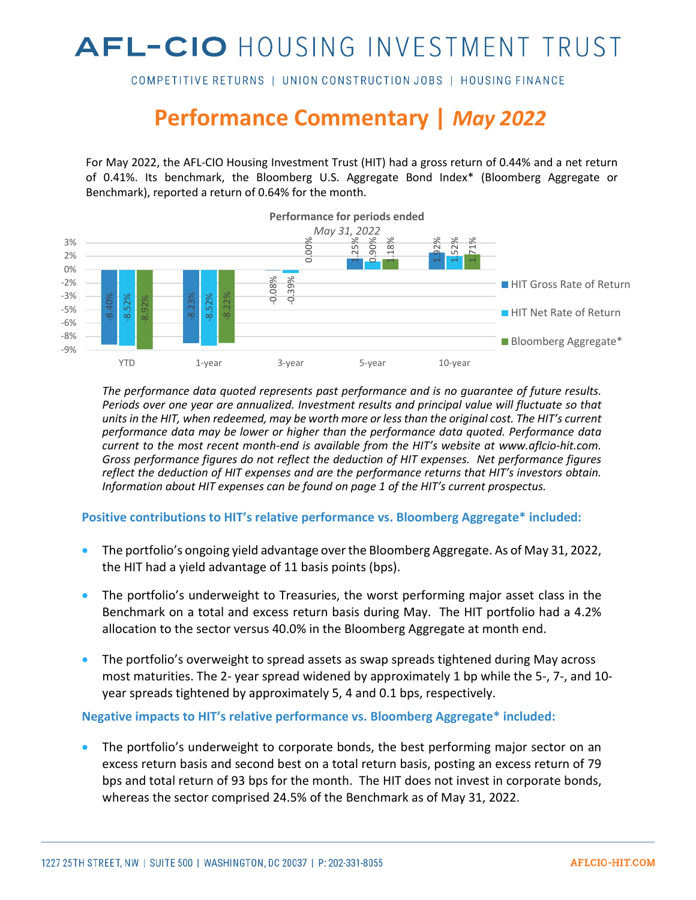# AFL-CIO HOUSING INVESTMENT TRUST

COMPETITIVE RETURNS | UNION CONSTRUCTION JOBS | HOUSING FINANCE

## Performance Commentary | *May 2022*

For May 2022, the AFL-CIO Housing Investment Trust (HIT) had a gross return of 0.44% and a net return of 0.41%. Its benchmark, the Bloomberg U.S. Aggregate Bond Index* (Bloomberg Aggregate or Benchmark), reported a return of 0.64% for the month.

**Performance for periods ended**
*May 31, 2022*

| | YTD | 1-year | 3-year | 5-year | 10-year |
|---|---|---|---|---|---|
| HIT Gross Rate of Return | -8.40% | -8.23% | -0.08% | 1.25% | 1.92% |
| HIT Net Rate of Return | -8.52% | -8.52% | -0.39% | 0.90% | 1.52% |
| Bloomberg Aggregate* | -8.92% | -8.22% | 0.00% | 1.18% | 1.71% |

*The performance data quoted represents past performance and is no guarantee of future results. Periods over one year are annualized. Investment results and principal value will fluctuate so that units in the HIT, when redeemed, may be worth more or less than the original cost. The HIT's current performance data may be lower or higher than the performance data quoted. Performance data current to the most recent month-end is available from the HIT's website at www.aflcio-hit.com. Gross performance figures do not reflect the deduction of HIT expenses. Net performance figures reflect the deduction of HIT expenses and are the performance returns that HIT's investors obtain. Information about HIT expenses can be found on page 1 of the HIT's current prospectus.*

### Positive contributions to HIT's relative performance vs. Bloomberg Aggregate* included:

- The portfolio's ongoing yield advantage over the Bloomberg Aggregate. As of May 31, 2022, the HIT had a yield advantage of 11 basis points (bps).
- The portfolio's underweight to Treasuries, the worst performing major asset class in the Benchmark on a total and excess return basis during May. The HIT portfolio had a 4.2% allocation to the sector versus 40.0% in the Bloomberg Aggregate at month end.
- The portfolio's overweight to spread assets as swap spreads tightened during May across most maturities. The 2- year spread widened by approximately 1 bp while the 5-, 7-, and 10-year spreads tightened by approximately 5, 4 and 0.1 bps, respectively.

### Negative impacts to HIT's relative performance vs. Bloomberg Aggregate* included:

- The portfolio's underweight to corporate bonds, the best performing major sector on an excess return basis and second best on a total return basis, posting an excess return of 79 bps and total return of 93 bps for the month. The HIT does not invest in corporate bonds, whereas the sector comprised 24.5% of the Benchmark as of May 31, 2022.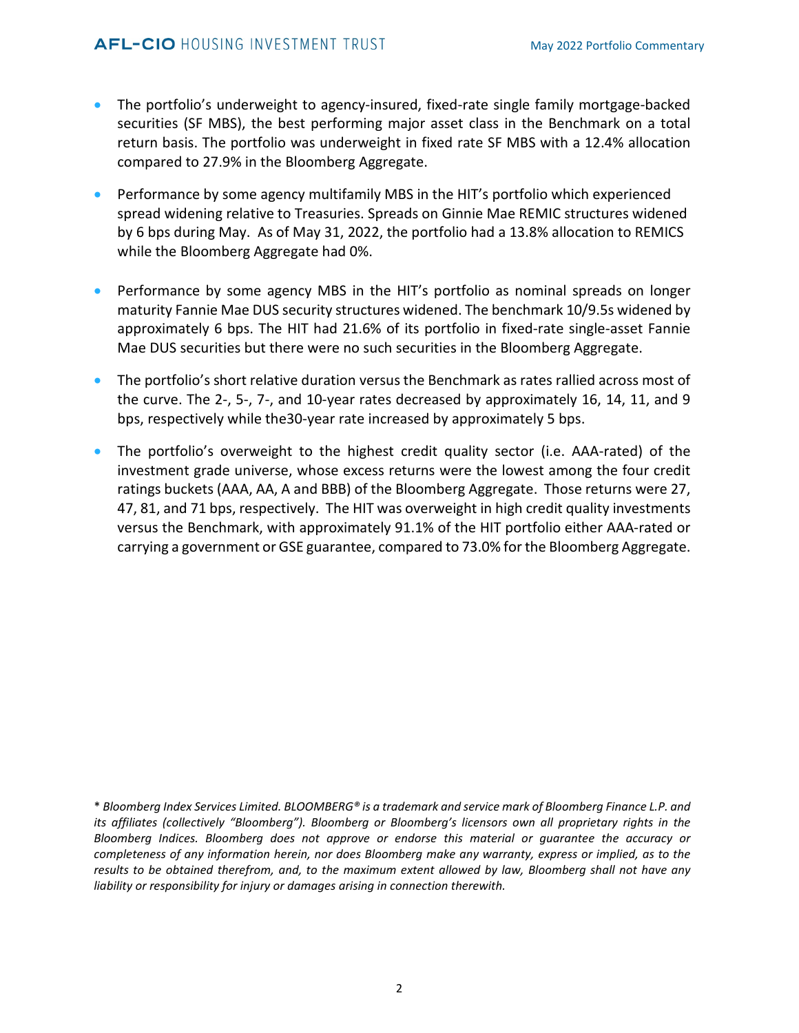- The portfolio's underweight to agency-insured, fixed-rate single family mortgage-backed securities (SF MBS), the best performing major asset class in the Benchmark on a total return basis. The portfolio was underweight in fixed rate SF MBS with a 12.4% allocation compared to 27.9% in the Bloomberg Aggregate.

- Performance by some agency multifamily MBS in the HIT's portfolio which experienced spread widening relative to Treasuries. Spreads on Ginnie Mae REMIC structures widened by 6 bps during May. As of May 31, 2022, the portfolio had a 13.8% allocation to REMICS while the Bloomberg Aggregate had 0%.

- Performance by some agency MBS in the HIT's portfolio as nominal spreads on longer maturity Fannie Mae DUS security structures widened. The benchmark 10/9.5s widened by approximately 6 bps. The HIT had 21.6% of its portfolio in fixed-rate single-asset Fannie Mae DUS securities but there were no such securities in the Bloomberg Aggregate.

- The portfolio's short relative duration versus the Benchmark as rates rallied across most of the curve. The 2-, 5-, 7-, and 10-year rates decreased by approximately 16, 14, 11, and 9 bps, respectively while the30-year rate increased by approximately 5 bps.

- The portfolio's overweight to the highest credit quality sector (i.e. AAA-rated) of the investment grade universe, whose excess returns were the lowest among the four credit ratings buckets (AAA, AA, A and BBB) of the Bloomberg Aggregate. Those returns were 27, 47, 81, and 71 bps, respectively. The HIT was overweight in high credit quality investments versus the Benchmark, with approximately 91.1% of the HIT portfolio either AAA-rated or carrying a government or GSE guarantee, compared to 73.0% for the Bloomberg Aggregate.

*\* Bloomberg Index Services Limited. BLOOMBERG® is a trademark and service mark of Bloomberg Finance L.P. and its affiliates (collectively "Bloomberg"). Bloomberg or Bloomberg's licensors own all proprietary rights in the Bloomberg Indices. Bloomberg does not approve or endorse this material or guarantee the accuracy or completeness of any information herein, nor does Bloomberg make any warranty, express or implied, as to the results to be obtained therefrom, and, to the maximum extent allowed by law, Bloomberg shall not have any liability or responsibility for injury or damages arising in connection therewith.*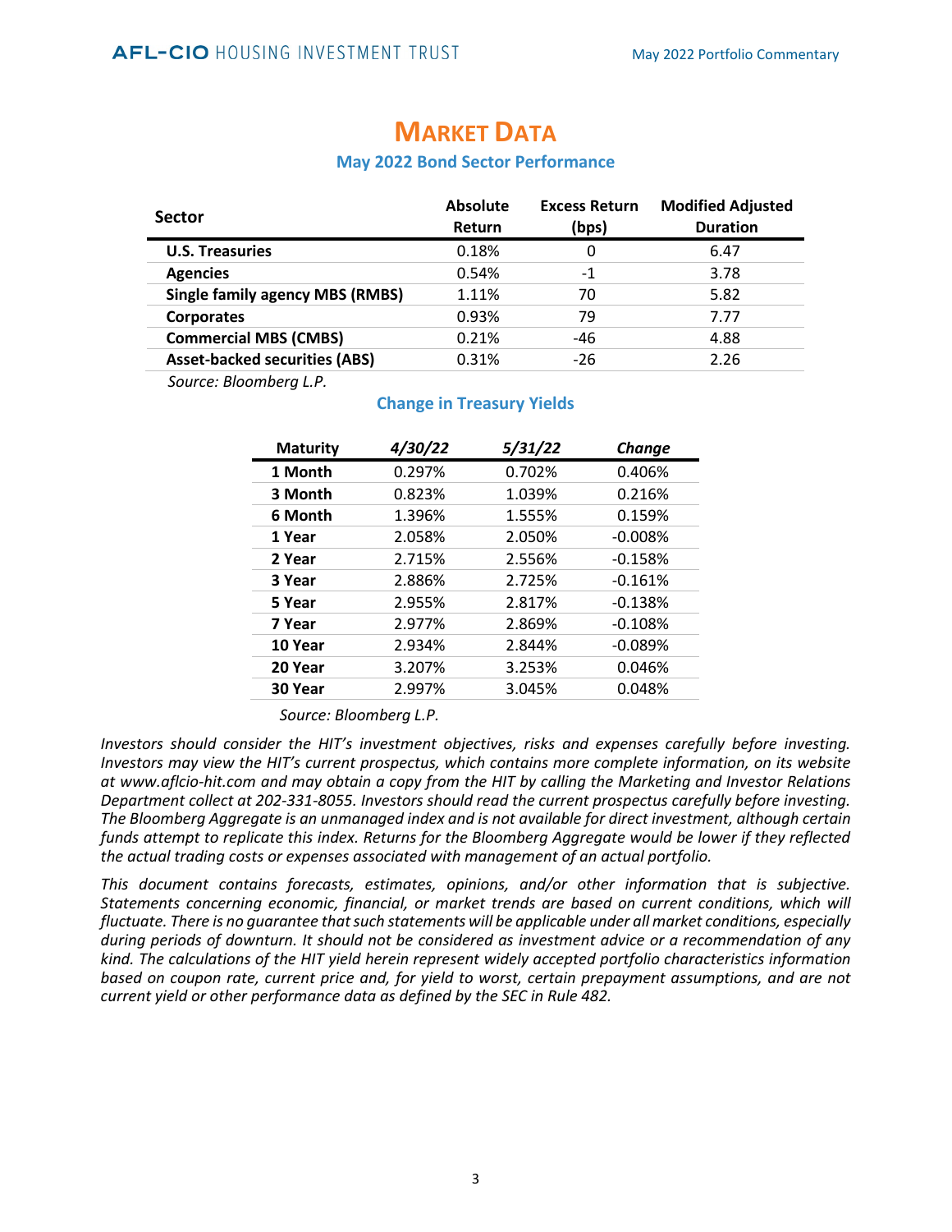# Market Data

### May 2022 Bond Sector Performance

| Sector | Absolute Return | Excess Return (bps) | Modified Adjusted Duration |
|---|---|---|---|
| **U.S. Treasuries** | 0.18% | 0 | 6.47 |
| **Agencies** | 0.54% | -1 | 3.78 |
| **Single family agency MBS (RMBS)** | 1.11% | 70 | 5.82 |
| **Corporates** | 0.93% | 79 | 7.77 |
| **Commercial MBS (CMBS)** | 0.21% | -46 | 4.88 |
| **Asset-backed securities (ABS)** | 0.31% | -26 | 2.26 |

*Source: Bloomberg L.P.*

### Change in Treasury Yields

| Maturity | *4/30/22* | *5/31/22* | *Change* |
|---|---|---|---|
| **1 Month** | 0.297% | 0.702% | 0.406% |
| **3 Month** | 0.823% | 1.039% | 0.216% |
| **6 Month** | 1.396% | 1.555% | 0.159% |
| **1 Year** | 2.058% | 2.050% | -0.008% |
| **2 Year** | 2.715% | 2.556% | -0.158% |
| **3 Year** | 2.886% | 2.725% | -0.161% |
| **5 Year** | 2.955% | 2.817% | -0.138% |
| **7 Year** | 2.977% | 2.869% | -0.108% |
| **10 Year** | 2.934% | 2.844% | -0.089% |
| **20 Year** | 3.207% | 3.253% | 0.046% |
| **30 Year** | 2.997% | 3.045% | 0.048% |

*Source: Bloomberg L.P.*

*Investors should consider the HIT's investment objectives, risks and expenses carefully before investing. Investors may view the HIT's current prospectus, which contains more complete information, on its website at www.aflcio-hit.com and may obtain a copy from the HIT by calling the Marketing and Investor Relations Department collect at 202-331-8055. Investors should read the current prospectus carefully before investing. The Bloomberg Aggregate is an unmanaged index and is not available for direct investment, although certain funds attempt to replicate this index. Returns for the Bloomberg Aggregate would be lower if they reflected the actual trading costs or expenses associated with management of an actual portfolio.*

*This document contains forecasts, estimates, opinions, and/or other information that is subjective. Statements concerning economic, financial, or market trends are based on current conditions, which will fluctuate. There is no guarantee that such statements will be applicable under all market conditions, especially during periods of downturn. It should not be considered as investment advice or a recommendation of any kind. The calculations of the HIT yield herein represent widely accepted portfolio characteristics information based on coupon rate, current price and, for yield to worst, certain prepayment assumptions, and are not current yield or other performance data as defined by the SEC in Rule 482.*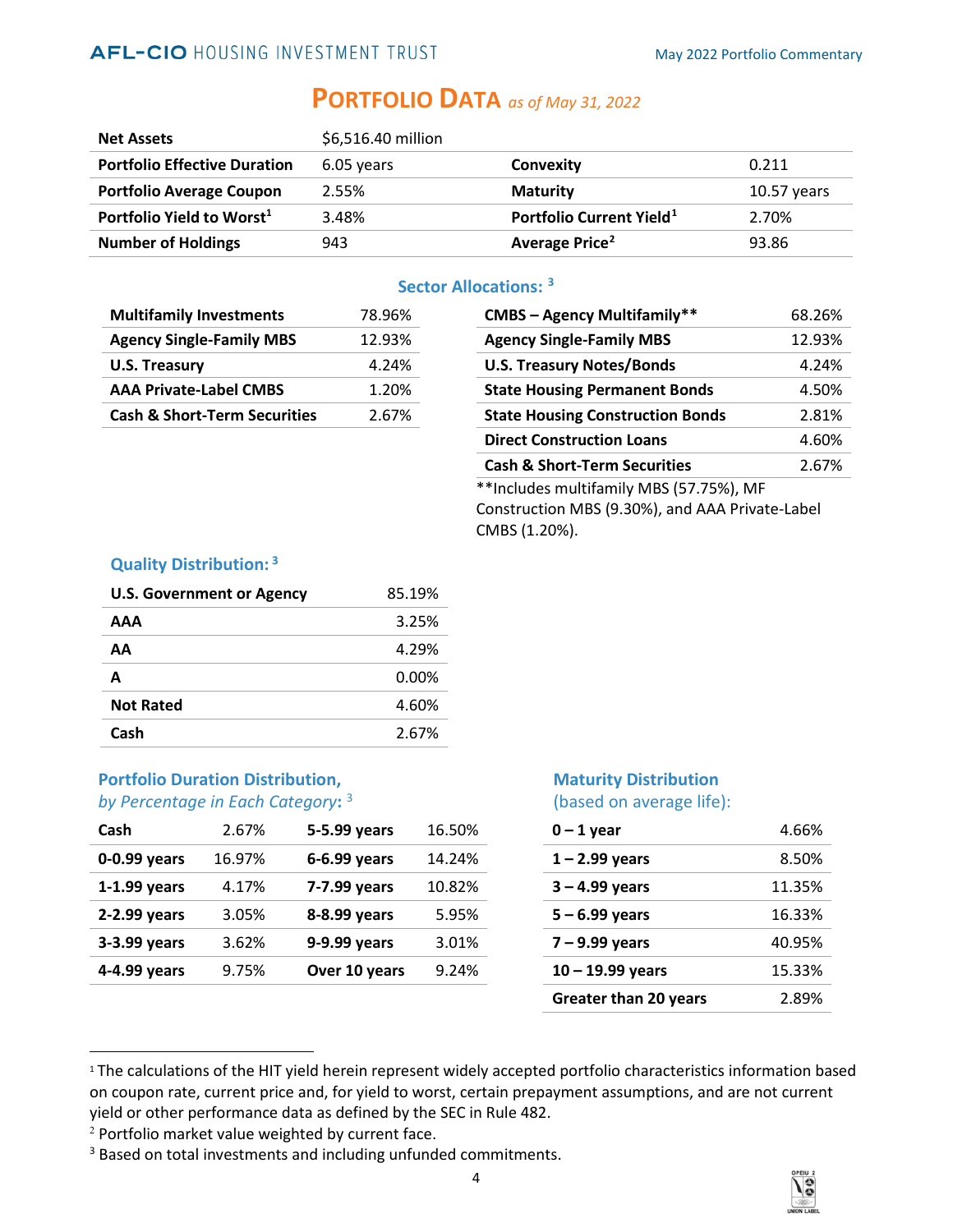# PORTFOLIO DATA *as of May 31, 2022*

| | | | |
|---|---|---|---|
| **Net Assets** | $6,516.40 million | | |
| **Portfolio Effective Duration** | 6.05 years | **Convexity** | 0.211 |
| **Portfolio Average Coupon** | 2.55% | **Maturity** | 10.57 years |
| **Portfolio Yield to Worst**[1] | 3.48% | **Portfolio Current Yield**[1] | 2.70% |
| **Number of Holdings** | 943 | **Average Price**[2] | 93.86 |

## Sector Allocations: [3]

| | |
|---|---|
| **Multifamily Investments** | 78.96% |
| **Agency Single-Family MBS** | 12.93% |
| **U.S. Treasury** | 4.24% |
| **AAA Private-Label CMBS** | 1.20% |
| **Cash & Short-Term Securities** | 2.67% |

| | |
|---|---|
| **CMBS – Agency Multifamily**** | 68.26% |
| **Agency Single-Family MBS** | 12.93% |
| **U.S. Treasury Notes/Bonds** | 4.24% |
| **State Housing Permanent Bonds** | 4.50% |
| **State Housing Construction Bonds** | 2.81% |
| **Direct Construction Loans** | 4.60% |
| **Cash & Short-Term Securities** | 2.67% |

**Includes multifamily MBS (57.75%), MF Construction MBS (9.30%), and AAA Private-Label CMBS (1.20%).

## Quality Distribution: [3]

| | |
|---|---|
| **U.S. Government or Agency** | 85.19% |
| **AAA** | 3.25% |
| **AA** | 4.29% |
| **A** | 0.00% |
| **Not Rated** | 4.60% |
| **Cash** | 2.67% |

## Portfolio Duration Distribution, *by Percentage in Each Category*: [3]

| | | | |
|---|---|---|---|
| **Cash** | 2.67% | **5-5.99 years** | 16.50% |
| **0-0.99 years** | 16.97% | **6-6.99 years** | 14.24% |
| **1-1.99 years** | 4.17% | **7-7.99 years** | 10.82% |
| **2-2.99 years** | 3.05% | **8-8.99 years** | 5.95% |
| **3-3.99 years** | 3.62% | **9-9.99 years** | 3.01% |
| **4-4.99 years** | 9.75% | **Over 10 years** | 9.24% |

## Maturity Distribution (based on average life):

| | |
|---|---|
| **0 – 1 year** | 4.66% |
| **1 – 2.99 years** | 8.50% |
| **3 – 4.99 years** | 11.35% |
| **5 – 6.99 years** | 16.33% |
| **7 – 9.99 years** | 40.95% |
| **10 – 19.99 years** | 15.33% |
| **Greater than 20 years** | 2.89% |

[1] The calculations of the HIT yield herein represent widely accepted portfolio characteristics information based on coupon rate, current price and, for yield to worst, certain prepayment assumptions, and are not current yield or other performance data as defined by the SEC in Rule 482.

[2] Portfolio market value weighted by current face.

[3] Based on total investments and including unfunded commitments.